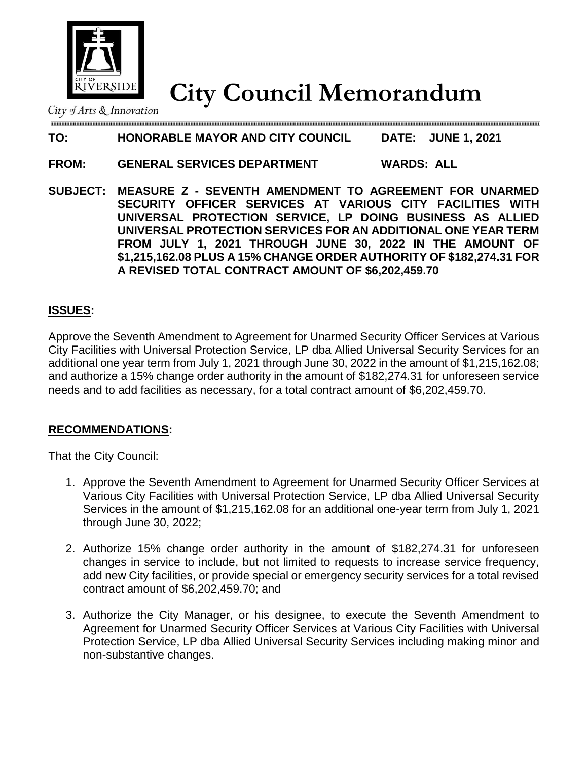# City Council Memorandum

City of Arts & Innovation

**TO: HONORABLE MAYOR AND CITY COUNCIL** **DATE: JUNE 1, 2021**

**FROM: GENERAL SERVICES DEPARTMENT** **WARDS: ALL**

**SUBJECT: MEASURE Z - SEVENTH AMENDMENT TO AGREEMENT FOR UNARMED SECURITY OFFICER SERVICES AT VARIOUS CITY FACILITIES WITH UNIVERSAL PROTECTION SERVICE, LP DOING BUSINESS AS ALLIED UNIVERSAL PROTECTION SERVICES FOR AN ADDITIONAL ONE YEAR TERM FROM JULY 1, 2021 THROUGH JUNE 30, 2022 IN THE AMOUNT OF $1,215,162.08 PLUS A 15% CHANGE ORDER AUTHORITY OF $182,274.31 FOR A REVISED TOTAL CONTRACT AMOUNT OF $6,202,459.70**

## ISSUES:

Approve the Seventh Amendment to Agreement for Unarmed Security Officer Services at Various City Facilities with Universal Protection Service, LP dba Allied Universal Security Services for an additional one year term from July 1, 2021 through June 30, 2022 in the amount of $1,215,162.08; and authorize a 15% change order authority in the amount of $182,274.31 for unforeseen service needs and to add facilities as necessary, for a total contract amount of $6,202,459.70.

## RECOMMENDATIONS:

That the City Council:

1. Approve the Seventh Amendment to Agreement for Unarmed Security Officer Services at Various City Facilities with Universal Protection Service, LP dba Allied Universal Security Services in the amount of $1,215,162.08 for an additional one-year term from July 1, 2021 through June 30, 2022;

2. Authorize 15% change order authority in the amount of $182,274.31 for unforeseen changes in service to include, but not limited to requests to increase service frequency, add new City facilities, or provide special or emergency security services for a total revised contract amount of $6,202,459.70; and

3. Authorize the City Manager, or his designee, to execute the Seventh Amendment to Agreement for Unarmed Security Officer Services at Various City Facilities with Universal Protection Service, LP dba Allied Universal Security Services including making minor and non-substantive changes.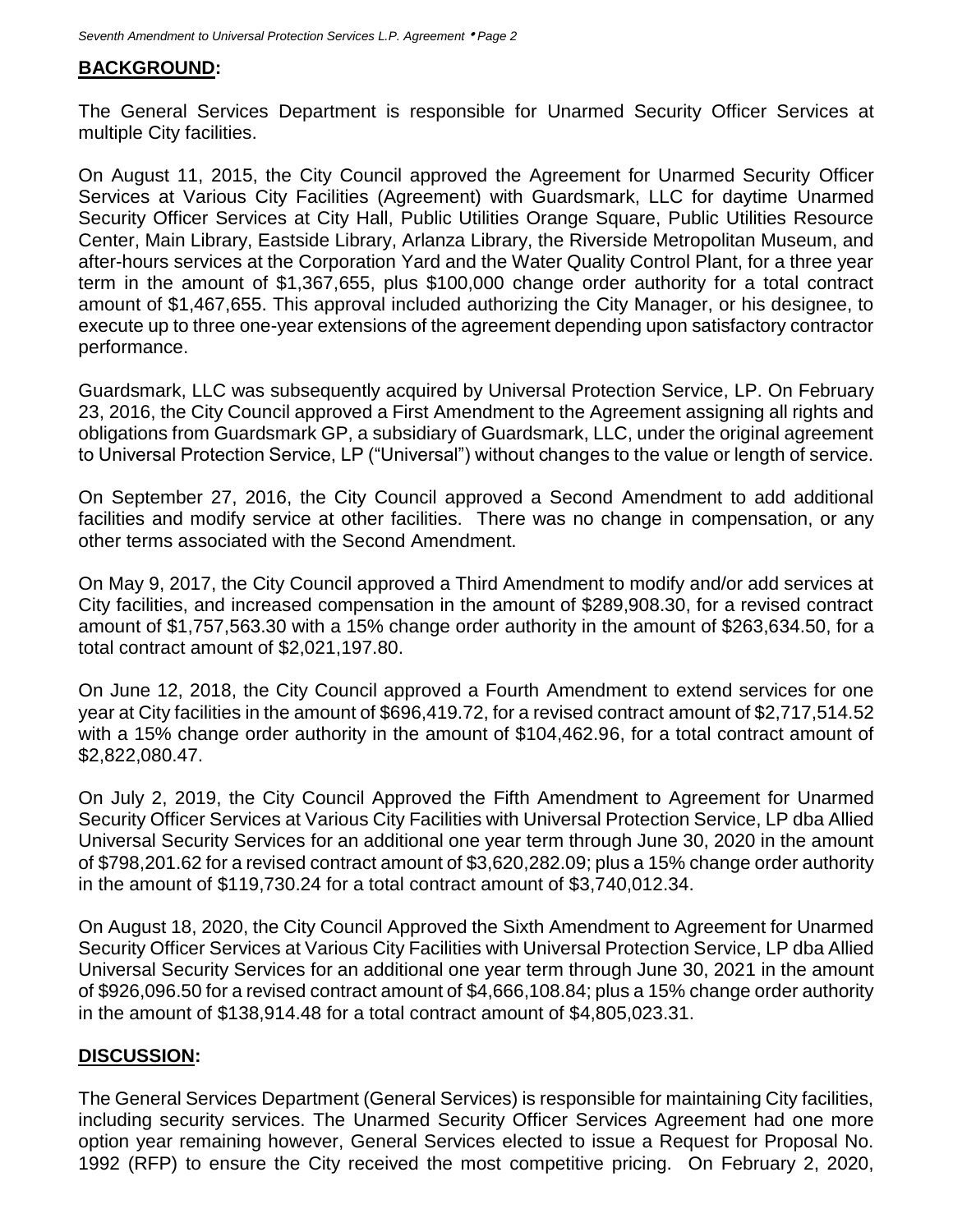## **BACKGROUND:**

The General Services Department is responsible for Unarmed Security Officer Services at multiple City facilities.

On August 11, 2015, the City Council approved the Agreement for Unarmed Security Officer Services at Various City Facilities (Agreement) with Guardsmark, LLC for daytime Unarmed Security Officer Services at City Hall, Public Utilities Orange Square, Public Utilities Resource Center, Main Library, Eastside Library, Arlanza Library, the Riverside Metropolitan Museum, and after-hours services at the Corporation Yard and the Water Quality Control Plant, for a three year term in the amount of $1,367,655, plus $100,000 change order authority for a total contract amount of $1,467,655. This approval included authorizing the City Manager, or his designee, to execute up to three one-year extensions of the agreement depending upon satisfactory contractor performance.

Guardsmark, LLC was subsequently acquired by Universal Protection Service, LP. On February 23, 2016, the City Council approved a First Amendment to the Agreement assigning all rights and obligations from Guardsmark GP, a subsidiary of Guardsmark, LLC, under the original agreement to Universal Protection Service, LP ("Universal") without changes to the value or length of service.

On September 27, 2016, the City Council approved a Second Amendment to add additional facilities and modify service at other facilities. There was no change in compensation, or any other terms associated with the Second Amendment.

On May 9, 2017, the City Council approved a Third Amendment to modify and/or add services at City facilities, and increased compensation in the amount of $289,908.30, for a revised contract amount of $1,757,563.30 with a 15% change order authority in the amount of $263,634.50, for a total contract amount of $2,021,197.80.

On June 12, 2018, the City Council approved a Fourth Amendment to extend services for one year at City facilities in the amount of $696,419.72, for a revised contract amount of $2,717,514.52 with a 15% change order authority in the amount of $104,462.96, for a total contract amount of $2,822,080.47.

On July 2, 2019, the City Council Approved the Fifth Amendment to Agreement for Unarmed Security Officer Services at Various City Facilities with Universal Protection Service, LP dba Allied Universal Security Services for an additional one year term through June 30, 2020 in the amount of $798,201.62 for a revised contract amount of $3,620,282.09; plus a 15% change order authority in the amount of $119,730.24 for a total contract amount of $3,740,012.34.

On August 18, 2020, the City Council Approved the Sixth Amendment to Agreement for Unarmed Security Officer Services at Various City Facilities with Universal Protection Service, LP dba Allied Universal Security Services for an additional one year term through June 30, 2021 in the amount of $926,096.50 for a revised contract amount of $4,666,108.84; plus a 15% change order authority in the amount of $138,914.48 for a total contract amount of $4,805,023.31.

## **DISCUSSION:**

The General Services Department (General Services) is responsible for maintaining City facilities, including security services. The Unarmed Security Officer Services Agreement had one more option year remaining however, General Services elected to issue a Request for Proposal No. 1992 (RFP) to ensure the City received the most competitive pricing. On February 2, 2020,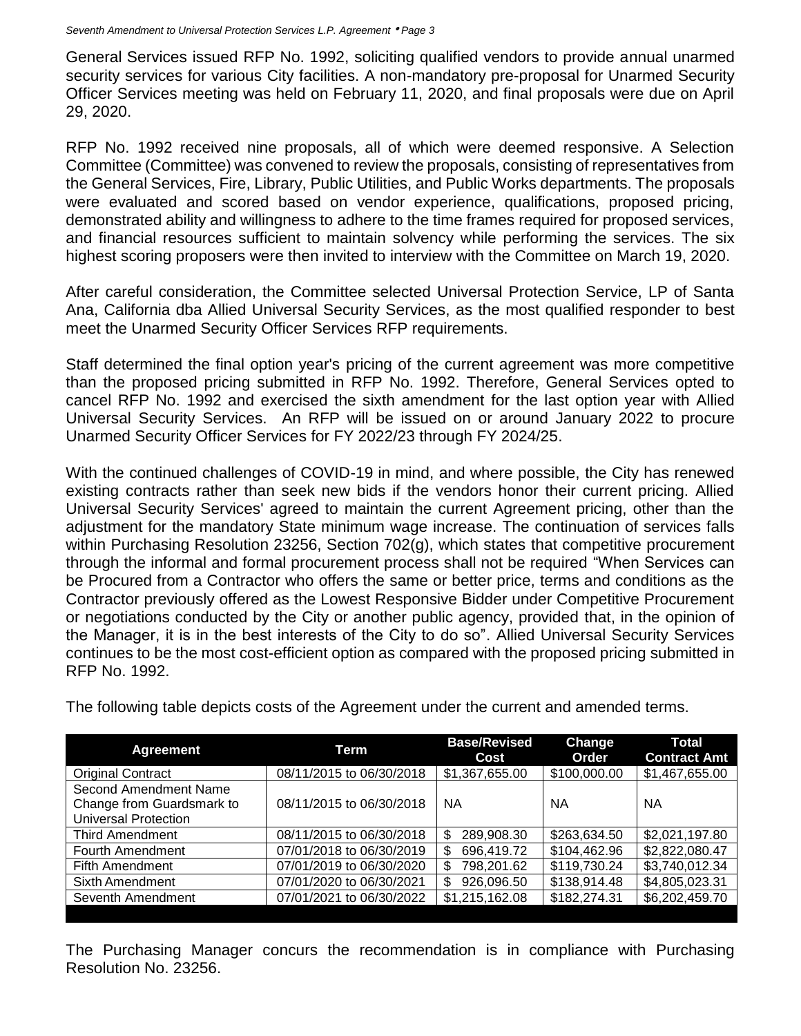General Services issued RFP No. 1992, soliciting qualified vendors to provide annual unarmed security services for various City facilities. A non-mandatory pre-proposal for Unarmed Security Officer Services meeting was held on February 11, 2020, and final proposals were due on April 29, 2020.

RFP No. 1992 received nine proposals, all of which were deemed responsive. A Selection Committee (Committee) was convened to review the proposals, consisting of representatives from the General Services, Fire, Library, Public Utilities, and Public Works departments. The proposals were evaluated and scored based on vendor experience, qualifications, proposed pricing, demonstrated ability and willingness to adhere to the time frames required for proposed services, and financial resources sufficient to maintain solvency while performing the services. The six highest scoring proposers were then invited to interview with the Committee on March 19, 2020.

After careful consideration, the Committee selected Universal Protection Service, LP of Santa Ana, California dba Allied Universal Security Services, as the most qualified responder to best meet the Unarmed Security Officer Services RFP requirements.

Staff determined the final option year's pricing of the current agreement was more competitive than the proposed pricing submitted in RFP No. 1992. Therefore, General Services opted to cancel RFP No. 1992 and exercised the sixth amendment for the last option year with Allied Universal Security Services. An RFP will be issued on or around January 2022 to procure Unarmed Security Officer Services for FY 2022/23 through FY 2024/25.

With the continued challenges of COVID-19 in mind, and where possible, the City has renewed existing contracts rather than seek new bids if the vendors honor their current pricing. Allied Universal Security Services' agreed to maintain the current Agreement pricing, other than the adjustment for the mandatory State minimum wage increase. The continuation of services falls within Purchasing Resolution 23256, Section 702(g), which states that competitive procurement through the informal and formal procurement process shall not be required "When Services can be Procured from a Contractor who offers the same or better price, terms and conditions as the Contractor previously offered as the Lowest Responsive Bidder under Competitive Procurement or negotiations conducted by the City or another public agency, provided that, in the opinion of the Manager, it is in the best interests of the City to do so". Allied Universal Security Services continues to be the most cost-efficient option as compared with the proposed pricing submitted in RFP No. 1992.

The following table depicts costs of the Agreement under the current and amended terms.

| Agreement | Term | Base/Revised Cost | Change Order | Total Contract Amt |
|---|---|---|---|---|
| Original Contract | 08/11/2015 to 06/30/2018 | $1,367,655.00 | $100,000.00 | $1,467,655.00 |
| Second Amendment Name Change from Guardsmark to Universal Protection | 08/11/2015 to 06/30/2018 | NA | NA | NA |
| Third Amendment | 08/11/2015 to 06/30/2018 | $ 289,908.30 | $263,634.50 | $2,021,197.80 |
| Fourth Amendment | 07/01/2018 to 06/30/2019 | $ 696,419.72 | $104,462.96 | $2,822,080.47 |
| Fifth Amendment | 07/01/2019 to 06/30/2020 | $ 798,201.62 | $119,730.24 | $3,740,012.34 |
| Sixth Amendment | 07/01/2020 to 06/30/2021 | $ 926,096.50 | $138,914.48 | $4,805,023.31 |
| Seventh Amendment | 07/01/2021 to 06/30/2022 | $1,215,162.08 | $182,274.31 | $6,202,459.70 |

The Purchasing Manager concurs the recommendation is in compliance with Purchasing Resolution No. 23256.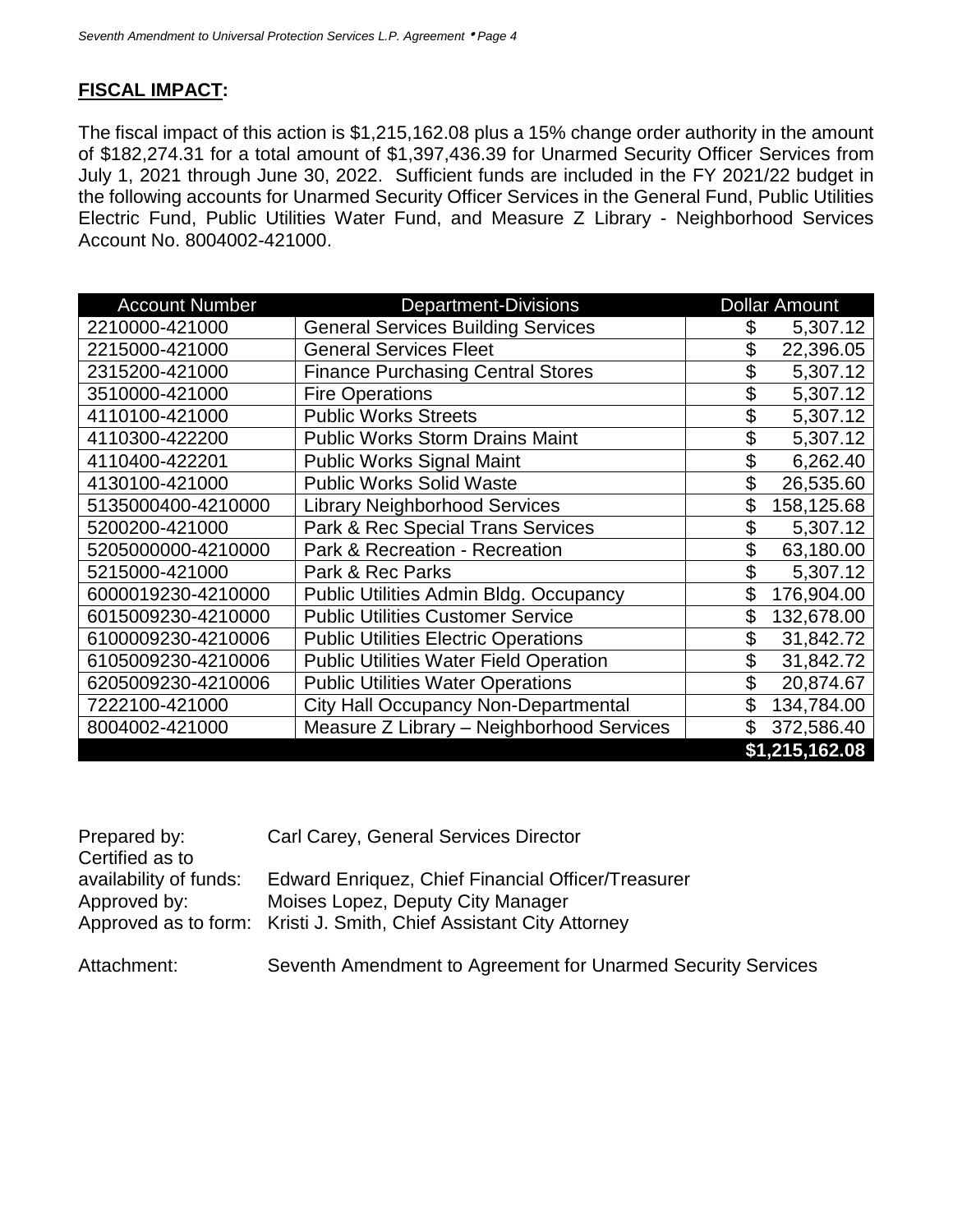**FISCAL IMPACT:**

The fiscal impact of this action is $1,215,162.08 plus a 15% change order authority in the amount of $182,274.31 for a total amount of $1,397,436.39 for Unarmed Security Officer Services from July 1, 2021 through June 30, 2022. Sufficient funds are included in the FY 2021/22 budget in the following accounts for Unarmed Security Officer Services in the General Fund, Public Utilities Electric Fund, Public Utilities Water Fund, and Measure Z Library - Neighborhood Services Account No. 8004002-421000.

| Account Number | Department-Divisions | Dollar Amount |
|---|---|---|
| 2210000-421000 | General Services Building Services | $ 5,307.12 |
| 2215000-421000 | General Services Fleet | $ 22,396.05 |
| 2315200-421000 | Finance Purchasing Central Stores | $ 5,307.12 |
| 3510000-421000 | Fire Operations | $ 5,307.12 |
| 4110100-421000 | Public Works Streets | $ 5,307.12 |
| 4110300-422200 | Public Works Storm Drains Maint | $ 5,307.12 |
| 4110400-422201 | Public Works Signal Maint | $ 6,262.40 |
| 4130100-421000 | Public Works Solid Waste | $ 26,535.60 |
| 5135000400-4210000 | Library Neighborhood Services | $ 158,125.68 |
| 5200200-421000 | Park & Rec Special Trans Services | $ 5,307.12 |
| 5205000000-4210000 | Park & Recreation - Recreation | $ 63,180.00 |
| 5215000-421000 | Park & Rec Parks | $ 5,307.12 |
| 6000019230-4210000 | Public Utilities Admin Bldg. Occupancy | $ 176,904.00 |
| 6015009230-4210000 | Public Utilities Customer Service | $ 132,678.00 |
| 6100009230-4210006 | Public Utilities Electric Operations | $ 31,842.72 |
| 6105009230-4210006 | Public Utilities Water Field Operation | $ 31,842.72 |
| 6205009230-4210006 | Public Utilities Water Operations | $ 20,874.67 |
| 7222100-421000 | City Hall Occupancy Non-Departmental | $ 134,784.00 |
| 8004002-421000 | Measure Z Library – Neighborhood Services | $ 372,586.40 |
| | | **$1,215,162.08** |

Prepared by: Carl Carey, General Services Director
Certified as to availability of funds: Edward Enriquez, Chief Financial Officer/Treasurer
Approved by: Moises Lopez, Deputy City Manager
Approved as to form: Kristi J. Smith, Chief Assistant City Attorney

Attachment: Seventh Amendment to Agreement for Unarmed Security Services